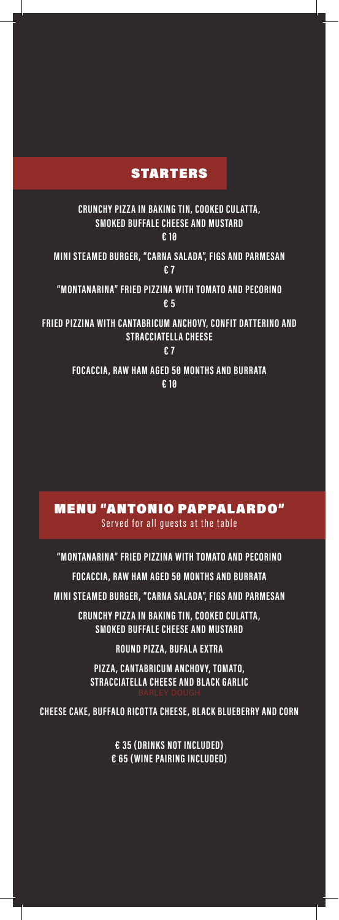## STARTERS

**CRUNCHY PIZZA IN BAKING TIN, COOKED CULATTA, SMOKED BUFFALE CHEESE AND MUSTARD**
€ 10

**MINI STEAMED BURGER, "CARNA SALADA", FIGS AND PARMESAN**
€ 7

**"MONTANARINA" FRIED PIZZINA WITH TOMATO AND PECORINO**
€ 5

**FRIED PIZZINA WITH CANTABRICUM ANCHOVY, CONFIT DATTERINO AND STRACCIATELLA CHEESE**
€ 7

**FOCACCIA, RAW HAM AGED 50 MONTHS AND BURRATA**
€ 10

## MENU "ANTONIO PAPPALARDO"

Served for all guests at the table

**"MONTANARINA" FRIED PIZZINA WITH TOMATO AND PECORINO**

**FOCACCIA, RAW HAM AGED 50 MONTHS AND BURRATA**

**MINI STEAMED BURGER, "CARNA SALADA", FIGS AND PARMESAN**

**CRUNCHY PIZZA IN BAKING TIN, COOKED CULATTA, SMOKED BUFFALE CHEESE AND MUSTARD**

**ROUND PIZZA, BUFALA EXTRA**

**PIZZA, CANTABRICUM ANCHOVY, TOMATO, STRACCIATELLA CHEESE AND BLACK GARLIC**
BARLEY DOUGH

**CHEESE CAKE, BUFFALO RICOTTA CHEESE, BLACK BLUEBERRY AND CORN**

**€ 35 (DRINKS NOT INCLUDED)**
**€ 65 (WINE PAIRING INCLUDED)**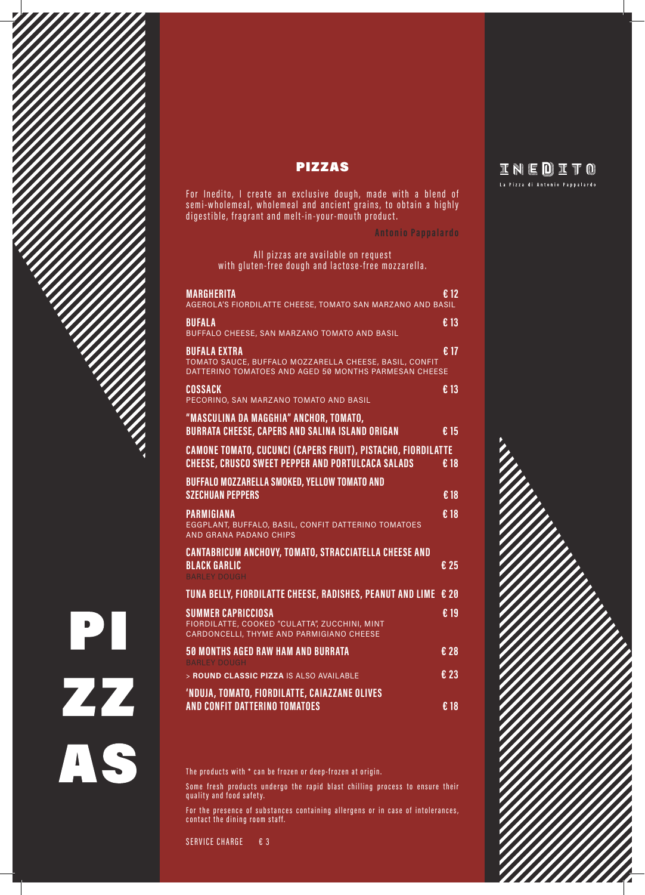# PIZZAS

For Inedito, I create an exclusive dough, made with a blend of semi-wholemeal, wholemeal and ancient grains, to obtain a highly digestible, fragrant and melt-in-your-mouth product.

*Antonio Pappalardo*

All pizzas are available on request with gluten-free dough and lactose-free mozzarella.

**MARGHERITA** — € 12
AGEROLA'S FIORDILATTE CHEESE, TOMATO SAN MARZANO AND BASIL

**BUFALA** — € 13
BUFFALO CHEESE, SAN MARZANO TOMATO AND BASIL

**BUFALA EXTRA** — € 17
TOMATO SAUCE, BUFFALO MOZZARELLA CHEESE, BASIL, CONFIT DATTERINO TOMATOES AND AGED 50 MONTHS PARMESAN CHEESE

**COSSACK** — € 13
PECORINO, SAN MARZANO TOMATO AND BASIL

**"MASCULINA DA MAGGHIA" ANCHOR, TOMATO, BURRATA CHEESE, CAPERS AND SALINA ISLAND ORIGAN** — € 15

**CAMONE TOMATO, CUCUNCI (CAPERS FRUIT), PISTACHO, FIORDILATTE CHEESE, CRUSCO SWEET PEPPER AND PORTULCACA SALADS** — € 18

**BUFFALO MOZZARELLA SMOKED, YELLOW TOMATO AND SZECHUAN PEPPERS** — € 18

**PARMIGIANA** — € 18
EGGPLANT, BUFFALO, BASIL, CONFIT DATTERINO TOMATOES AND GRANA PADANO CHIPS

**CANTABRICUM ANCHOVY, TOMATO, STRACCIATELLA CHEESE AND BLACK GARLIC** — € 25
BARLEY DOUGH

**TUNA BELLY, FIORDILATTE CHEESE, RADISHES, PEANUT AND LIME** — € 20

**SUMMER CAPRICCIOSA** — € 19
FIORDILATTE, COOKED "CULATTA", ZUCCHINI, MINT CARDONCELLI, THYME AND PARMIGIANO CHEESE

**50 MONTHS AGED RAW HAM AND BURRATA** — € 28
BARLEY DOUGH
> **ROUND CLASSIC PIZZA** IS ALSO AVAILABLE — € 23

**'NDUJA, TOMATO, FIORDILATTE, CAIAZZANE OLIVES AND CONFIT DATTERINO TOMATOES** — € 18

The products with * can be frozen or deep-frozen at origin.

Some fresh products undergo the rapid blast chilling process to ensure their quality and food safety.

For the presence of substances containing allergens or in case of intolerances, contact the dining room staff.

SERVICE CHARGE € 3

INEDITO
La Pizza di Antonio Pappalardo

PI
ZZ
AS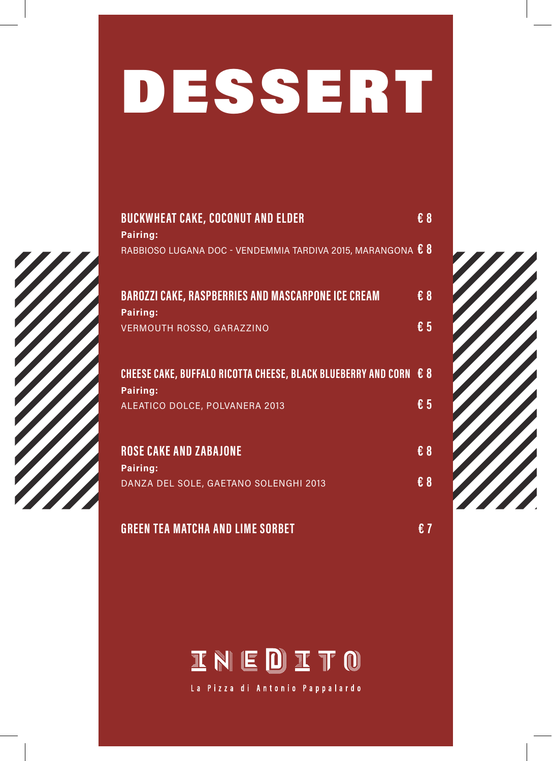# DESSERT

**BUCKWHEAT CAKE, COCONUT AND ELDER** **€ 8**

**Pairing:**

RABBIOSO LUGANA DOC - VENDEMMIA TARDIVA 2015, MARANGONA **€ 8**

**BAROZZI CAKE, RASPBERRIES AND MASCARPONE ICE CREAM** **€ 8**

**Pairing:**

VERMOUTH ROSSO, GARAZZINO **€ 5**

**CHEESE CAKE, BUFFALO RICOTTA CHEESE, BLACK BLUEBERRY AND CORN** **€ 8**

**Pairing:**

ALEATICO DOLCE, POLVANERA 2013 **€ 5**

**ROSE CAKE AND ZABAJONE** **€ 8**

**Pairing:**

DANZA DEL SOLE, GAETANO SOLENGHI 2013 **€ 8**

**GREEN TEA MATCHA AND LIME SORBET** **€ 7**

INEDITO

La Pizza di Antonio Pappalardo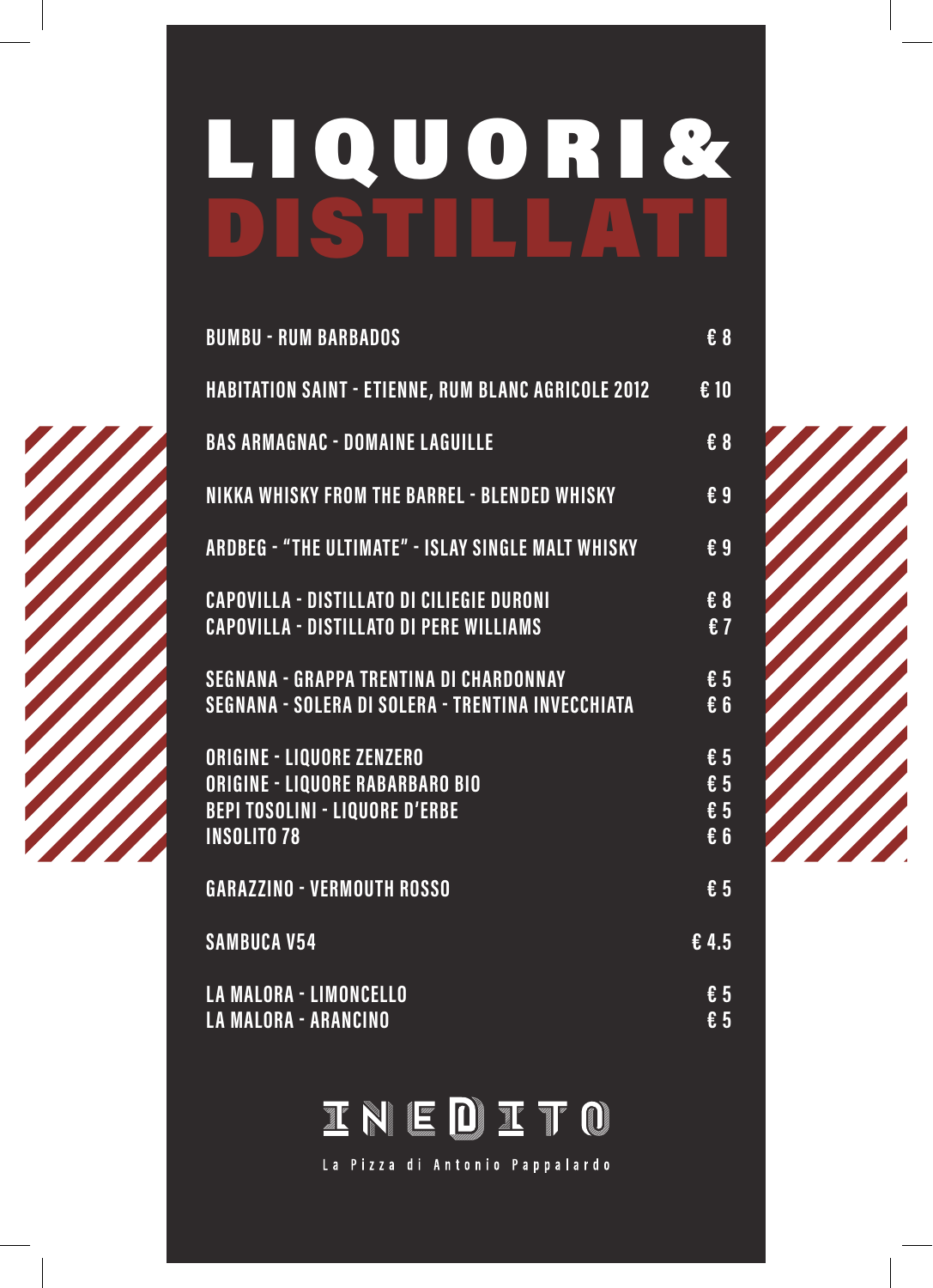# LIQUORI& DISTILLATI

| | |
|---|---|
| BUMBU - RUM BARBADOS | € 8 |
| HABITATION SAINT - ETIENNE, RUM BLANC AGRICOLE 2012 | € 10 |
| BAS ARMAGNAC - DOMAINE LAGUILLE | € 8 |
| NIKKA WHISKY FROM THE BARREL - BLENDED WHISKY | € 9 |
| ARDBEG - "THE ULTIMATE" - ISLAY SINGLE MALT WHISKY | € 9 |
| CAPOVILLA - DISTILLATO DI CILIEGIE DURONI | € 8 |
| CAPOVILLA - DISTILLATO DI PERE WILLIAMS | € 7 |
| SEGNANA - GRAPPA TRENTINA DI CHARDONNAY | € 5 |
| SEGNANA - SOLERA DI SOLERA - TRENTINA INVECCHIATA | € 6 |
| ORIGINE - LIQUORE ZENZERO | € 5 |
| ORIGINE - LIQUORE RABARBARO BIO | € 5 |
| BEPI TOSOLINI - LIQUORE D'ERBE | € 5 |
| INSOLITO 78 | € 6 |
| GARAZZINO - VERMOUTH ROSSO | € 5 |
| SAMBUCA V54 | € 4.5 |
| LA MALORA - LIMONCELLO | € 5 |
| LA MALORA - ARANCINO | € 5 |

INEDITO

La Pizza di Antonio Pappalardo